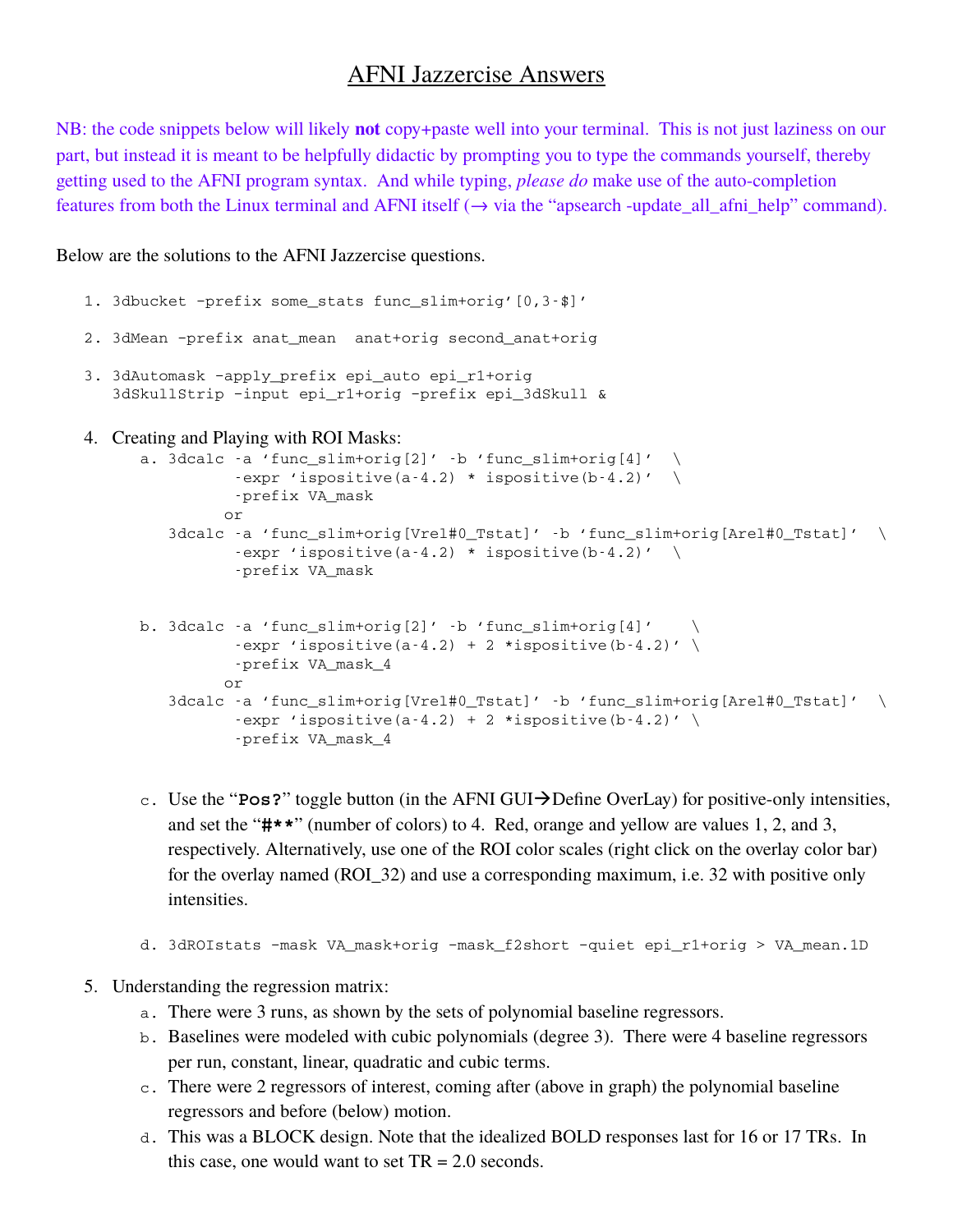# AFNI Jazzercise Answers

NB: the code snippets below will likely **not** copy+paste well into your terminal. This is not just laziness on our part, but instead it is meant to be helpfully didactic by prompting you to type the commands yourself, thereby getting used to the AFNI program syntax. And while typing, *please do* make use of the auto-completion features from both the Linux terminal and AFNI itself (→ via the "apsearch -update_all_afni_help" command).

Below are the solutions to the AFNI Jazzercise questions.

1. `3dbucket -prefix some_stats func_slim+orig'[0,3-$]'`

2. `3dMean -prefix anat_mean  anat+orig second_anat+orig`

3. 
```
3dAutomask -apply_prefix epi_auto epi_r1+orig
3dSkullStrip -input epi_r1+orig -prefix epi_3dSkull &
```

4. Creating and Playing with ROI Masks:
   a. 
   ```
   3dcalc -a 'func_slim+orig[2]' -b 'func_slim+orig[4]'  \
          -expr 'ispositive(a-4.2) * ispositive(b-4.2)'  \
          -prefix VA_mask
        or
   3dcalc -a 'func_slim+orig[Vrel#0_Tstat]' -b 'func_slim+orig[Arel#0_Tstat]'  \
          -expr 'ispositive(a-4.2) * ispositive(b-4.2)'  \
          -prefix VA_mask
   ```

   b. 
   ```
   3dcalc -a 'func_slim+orig[2]' -b 'func_slim+orig[4]'    \
          -expr 'ispositive(a-4.2) + 2 *ispositive(b-4.2)' \
          -prefix VA_mask_4
        or
   3dcalc -a 'func_slim+orig[Vrel#0_Tstat]' -b 'func_slim+orig[Arel#0_Tstat]'  \
          -expr 'ispositive(a-4.2) + 2 *ispositive(b-4.2)' \
          -prefix VA_mask_4
   ```

   c. Use the "**Pos?**" toggle button (in the AFNI GUI→Define OverLay) for positive-only intensities, and set the "**#\*\***" (number of colors) to 4. Red, orange and yellow are values 1, 2, and 3, respectively. Alternatively, use one of the ROI color scales (right click on the overlay color bar) for the overlay named (ROI_32) and use a corresponding maximum, i.e. 32 with positive only intensities.

   d. `3dROIstats -mask VA_mask+orig -mask_f2short -quiet epi_r1+orig > VA_mean.1D`

5. Understanding the regression matrix:
   a. There were 3 runs, as shown by the sets of polynomial baseline regressors.
   b. Baselines were modeled with cubic polynomials (degree 3). There were 4 baseline regressors per run, constant, linear, quadratic and cubic terms.
   c. There were 2 regressors of interest, coming after (above in graph) the polynomial baseline regressors and before (below) motion.
   d. This was a BLOCK design. Note that the idealized BOLD responses last for 16 or 17 TRs. In this case, one would want to set TR = 2.0 seconds.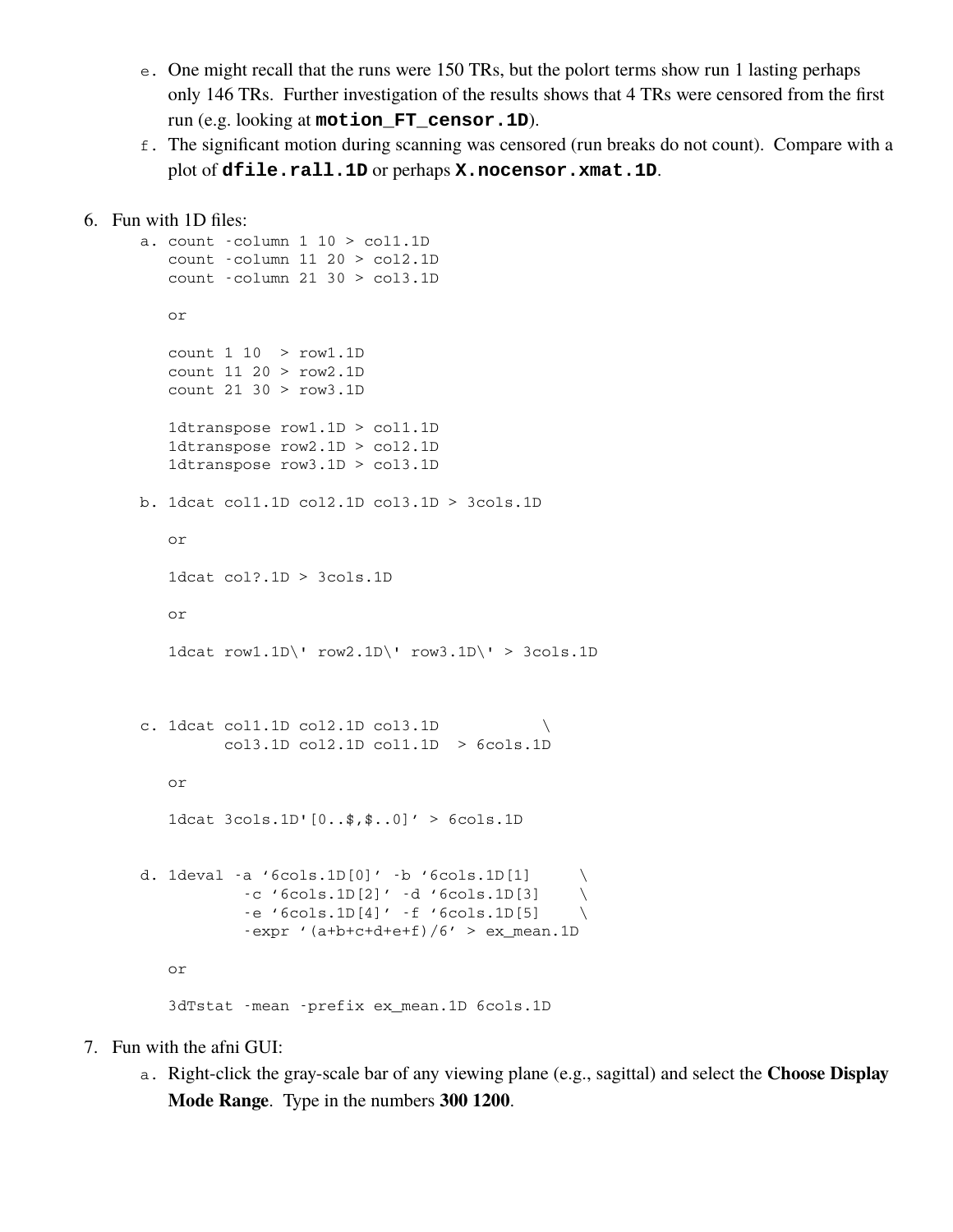e. One might recall that the runs were 150 TRs, but the polort terms show run 1 lasting perhaps only 146 TRs. Further investigation of the results shows that 4 TRs were censored from the first run (e.g. looking at **motion_FT_censor.1D**).

f. The significant motion during scanning was censored (run breaks do not count). Compare with a plot of **dfile.rall.1D** or perhaps **X.nocensor.xmat.1D**.

6. Fun with 1D files:

a.
```
count -column 1 10 > col1.1D
count -column 11 20 > col2.1D
count -column 21 30 > col3.1D

or

count 1 10  > row1.1D
count 11 20 > row2.1D
count 21 30 > row3.1D

1dtranspose row1.1D > col1.1D
1dtranspose row2.1D > col2.1D
1dtranspose row3.1D > col3.1D
```

b.
```
1dcat col1.1D col2.1D col3.1D > 3cols.1D

or

1dcat col?.1D > 3cols.1D

or

1dcat row1.1D\' row2.1D\' row3.1D\' > 3cols.1D
```

c.
```
1dcat col1.1D col2.1D col3.1D          \
      col3.1D col2.1D col1.1D  > 6cols.1D

or

1dcat 3cols.1D'[0..$,$..0]' > 6cols.1D
```

d.
```
1deval -a '6cols.1D[0]' -b '6cols.1D[1]     \
         -c '6cols.1D[2]' -d '6cols.1D[3]    \
         -e '6cols.1D[4]' -f '6cols.1D[5]    \
         -expr '(a+b+c+d+e+f)/6' > ex_mean.1D

or

3dTstat -mean -prefix ex_mean.1D 6cols.1D
```

7. Fun with the afni GUI:

a. Right-click the gray-scale bar of any viewing plane (e.g., sagittal) and select the **Choose Display Mode Range**. Type in the numbers **300 1200**.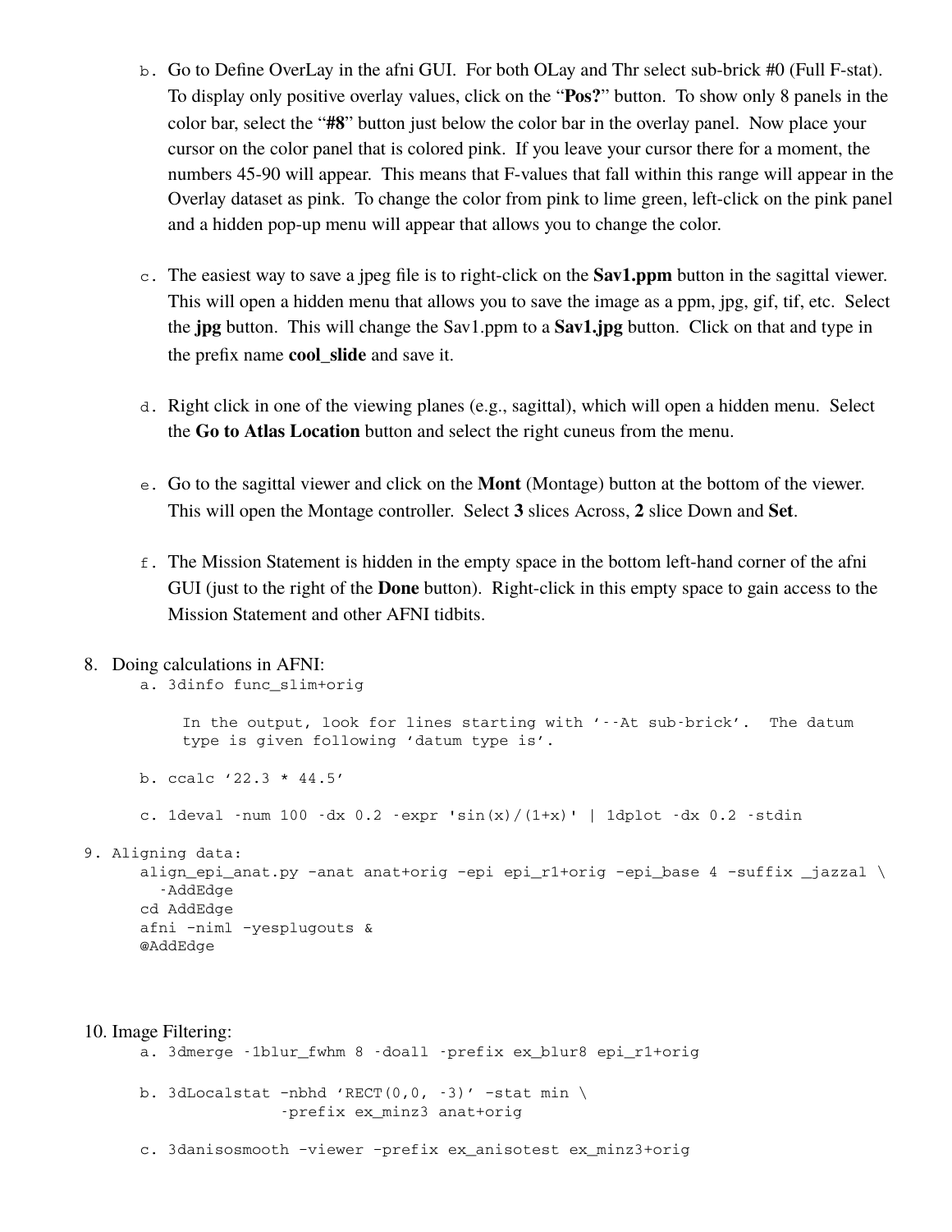b. Go to Define OverLay in the afni GUI. For both OLay and Thr select sub-brick #0 (Full F-stat). To display only positive overlay values, click on the "**Pos?**" button. To show only 8 panels in the color bar, select the "**#8**" button just below the color bar in the overlay panel. Now place your cursor on the color panel that is colored pink. If you leave your cursor there for a moment, the numbers 45-90 will appear. This means that F-values that fall within this range will appear in the Overlay dataset as pink. To change the color from pink to lime green, left-click on the pink panel and a hidden pop-up menu will appear that allows you to change the color.

c. The easiest way to save a jpeg file is to right-click on the **Sav1.ppm** button in the sagittal viewer. This will open a hidden menu that allows you to save the image as a ppm, jpg, gif, tif, etc. Select the **jpg** button. This will change the Sav1.ppm to a **Sav1.jpg** button. Click on that and type in the prefix name **cool_slide** and save it.

d. Right click in one of the viewing planes (e.g., sagittal), which will open a hidden menu. Select the **Go to Atlas Location** button and select the right cuneus from the menu.

e. Go to the sagittal viewer and click on the **Mont** (Montage) button at the bottom of the viewer. This will open the Montage controller. Select **3** slices Across, **2** slice Down and **Set**.

f. The Mission Statement is hidden in the empty space in the bottom left-hand corner of the afni GUI (just to the right of the **Done** button). Right-click in this empty space to gain access to the Mission Statement and other AFNI tidbits.

8. Doing calculations in AFNI:

a. `3dinfo func_slim+orig`

   In the output, look for lines starting with '--At sub-brick'. The datum type is given following 'datum type is'.

b. `ccalc '22.3 * 44.5'`

c. `1deval -num 100 -dx 0.2 -expr 'sin(x)/(1+x)' | 1dplot -dx 0.2 -stdin`

9. Aligning data:

```
align_epi_anat.py -anat anat+orig -epi epi_r1+orig -epi_base 4 -suffix _jazzal \
  -AddEdge
cd AddEdge
afni -niml -yesplugouts &
@AddEdge
```

10. Image Filtering:

a. `3dmerge -1blur_fwhm 8 -doall -prefix ex_blur8 epi_r1+orig`

b.
```
3dLocalstat -nbhd 'RECT(0,0, -3)' -stat min \
            -prefix ex_minz3 anat+orig
```

c. `3danisosmooth -viewer -prefix ex_anisotest ex_minz3+orig`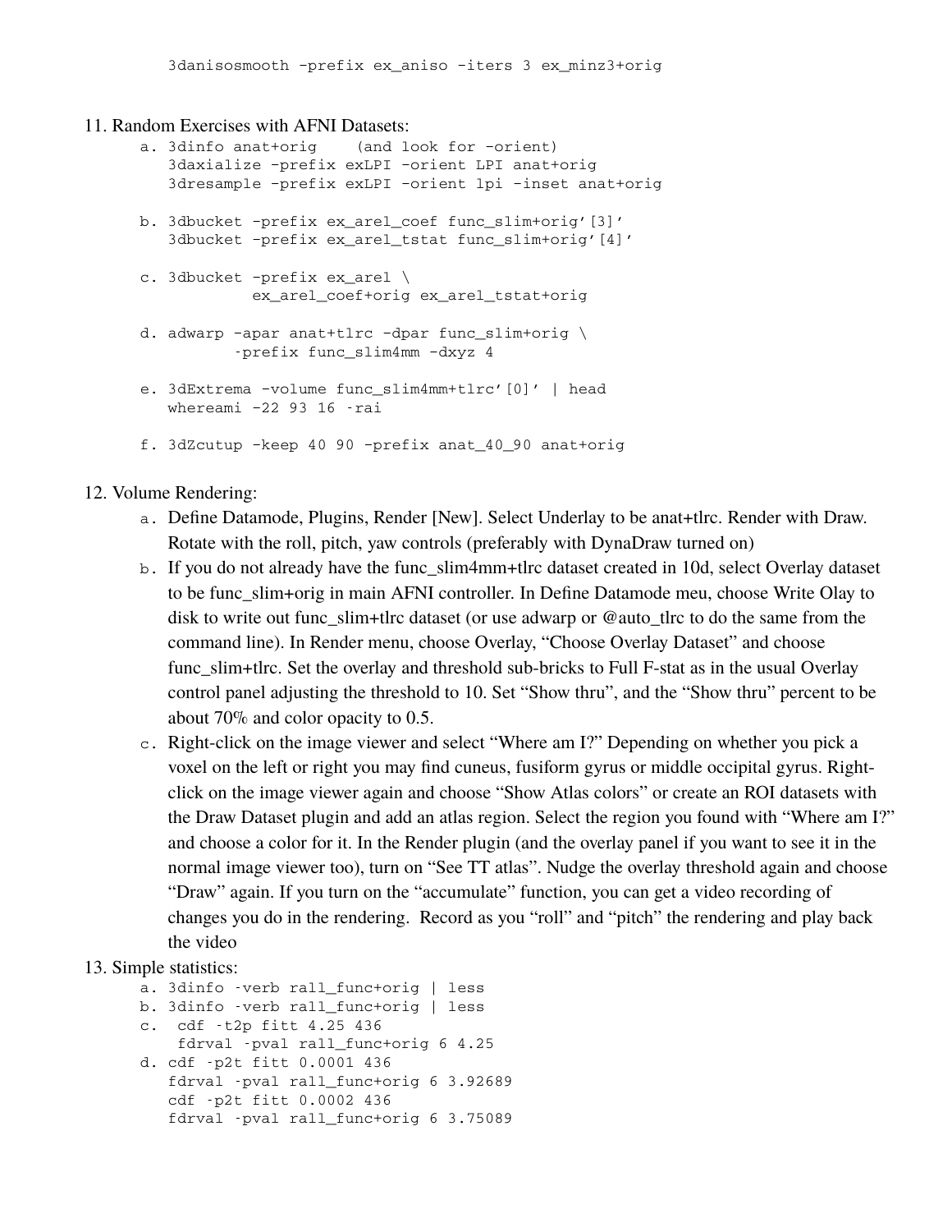```
3danisosmooth -prefix ex_aniso -iters 3 ex_minz3+orig
```

11. Random Exercises with AFNI Datasets:

a.
```
3dinfo anat+orig    (and look for -orient)
3daxialize -prefix exLPI -orient LPI anat+orig
3dresample -prefix exLPI -orient lpi -inset anat+orig
```

b.
```
3dbucket -prefix ex_arel_coef func_slim+orig'[3]'
3dbucket -prefix ex_arel_tstat func_slim+orig'[4]'
```

c.
```
3dbucket -prefix ex_arel \
         ex_arel_coef+orig ex_arel_tstat+orig
```

d.
```
adwarp -apar anat+tlrc -dpar func_slim+orig \
       -prefix func_slim4mm -dxyz 4
```

e.
```
3dExtrema -volume func_slim4mm+tlrc'[0]' | head
whereami -22 93 16 -rai
```

f.
```
3dZcutup -keep 40 90 -prefix anat_40_90 anat+orig
```

12. Volume Rendering:

a. Define Datamode, Plugins, Render [New]. Select Underlay to be anat+tlrc. Render with Draw. Rotate with the roll, pitch, yaw controls (preferably with DynaDraw turned on)

b. If you do not already have the func_slim4mm+tlrc dataset created in 10d, select Overlay dataset to be func_slim+orig in main AFNI controller. In Define Datamode meu, choose Write Olay to disk to write out func_slim+tlrc dataset (or use adwarp or @auto_tlrc to do the same from the command line). In Render menu, choose Overlay, "Choose Overlay Dataset" and choose func_slim+tlrc. Set the overlay and threshold sub-bricks to Full F-stat as in the usual Overlay control panel adjusting the threshold to 10. Set "Show thru", and the "Show thru" percent to be about 70% and color opacity to 0.5.

c. Right-click on the image viewer and select "Where am I?" Depending on whether you pick a voxel on the left or right you may find cuneus, fusiform gyrus or middle occipital gyrus. Right-click on the image viewer again and choose "Show Atlas colors" or create an ROI datasets with the Draw Dataset plugin and add an atlas region. Select the region you found with "Where am I?" and choose a color for it. In the Render plugin (and the overlay panel if you want to see it in the normal image viewer too), turn on "See TT atlas". Nudge the overlay threshold again and choose "Draw" again. If you turn on the "accumulate" function, you can get a video recording of changes you do in the rendering. Record as you "roll" and "pitch" the rendering and play back the video

13. Simple statistics:

a.
```
3dinfo -verb rall_func+orig | less
```

b.
```
3dinfo -verb rall_func+orig | less
```

c.
```
cdf -t2p fitt 4.25 436
fdrval -pval rall_func+orig 6 4.25
```

d.
```
cdf -p2t fitt 0.0001 436
fdrval -pval rall_func+orig 6 3.92689
cdf -p2t fitt 0.0002 436
fdrval -pval rall_func+orig 6 3.75089
```